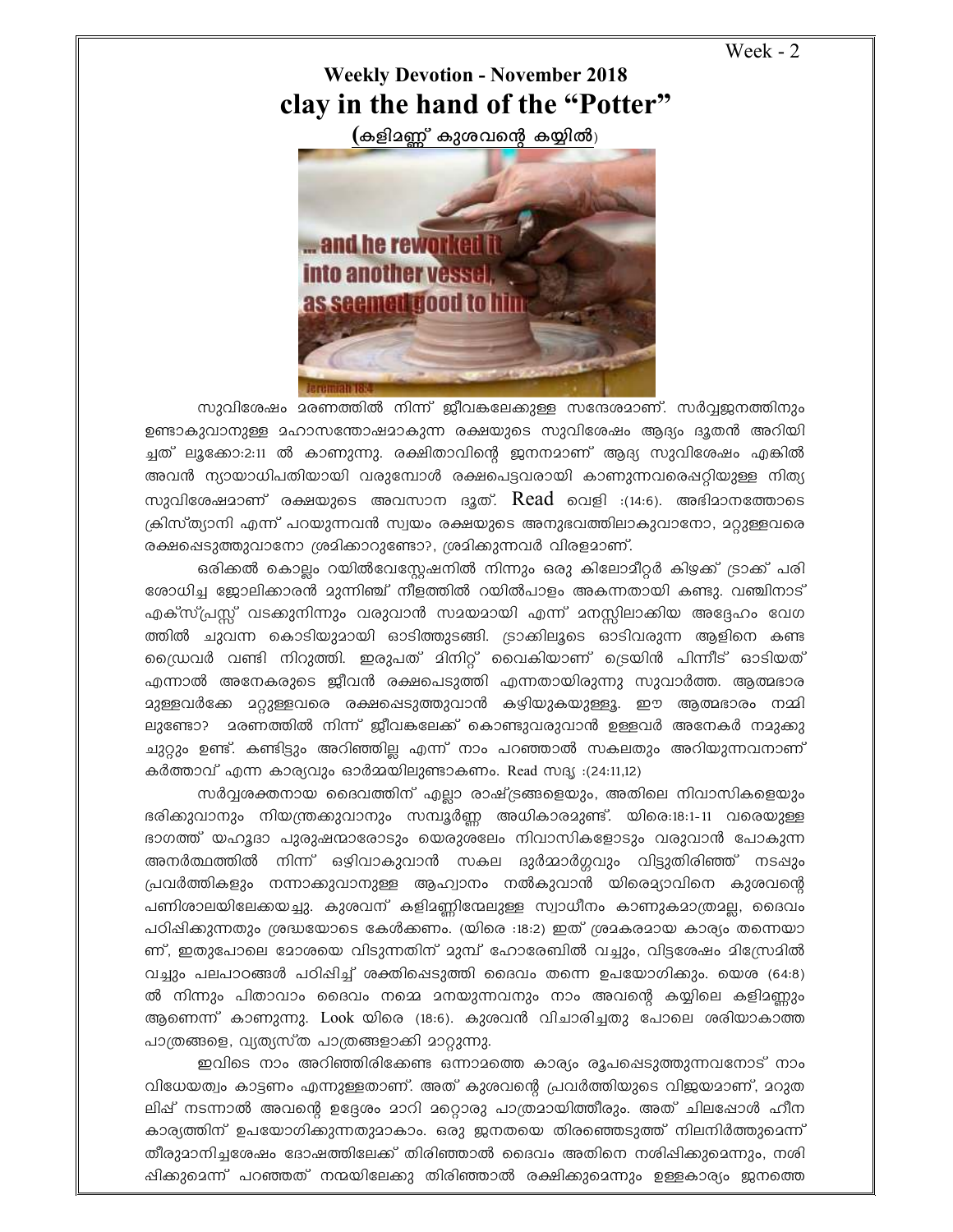Week - 2

# Weekly Devotion - November 2018

## clay in the hand of the "Potter"

**(കളിമണ്ണ് കുശവന്റെ കയ്യിൽ)**

സുവിശേഷം മരണത്തിൽ നിന്ന് ജീവങ്കലേക്കുള്ള സന്ദേശമാണ്. സർവ്വജനത്തിനും ഉണ്ടാകുവാനുള്ള മഹാസന്തോഷമാകുന്ന രക്ഷയുടെ സുവിശേഷം ആദ്യം ദൂതൻ അറിയിച്ചത് ലൂക്കോ:2:11 ൽ കാണുന്നു. രക്ഷിതാവിന്റെ ജനനമാണ് ആദ്യ സുവിശേഷം എങ്കിൽ അവൻ ന്യായാധിപതിയായി വരുമ്പോൾ രക്ഷപെട്ടവരായി കാണുന്നവരെപ്പറ്റിയുള്ള നിത്യ സുവിശേഷമാണ് രക്ഷയുടെ അവസാന ദൂത്. Read വെളി :(14:6). അഭിമാനത്തോടെ ക്രിസ്ത്യാനി എന്ന് പറയുന്നവൻ സ്വയം രക്ഷയുടെ അനുഭവത്തിലാകുവാനോ, മറ്റുള്ളവരെ രക്ഷപ്പെടുത്തുവാനോ ശ്രമിക്കാറുണ്ടോ?, ശ്രമിക്കുന്നവർ വിരളമാണ്.

ഒരിക്കൽ കൊല്ലം റയിൽവേസ്റ്റേഷനിൽ നിന്നും ഒരു കിലോമീറ്റർ കിഴക്ക് ട്രാക്ക് പരിശോധിച്ച ജോലിക്കാരൻ മുന്നിഞ്ച് നീളത്തിൽ റയിൽപാളം അകന്നതായി കണ്ടു. വഞ്ചിനാട് എക്സ്പ്രസ്സ് വടക്കുനിന്നും വരുവാൻ സമയമായി എന്ന് മനസ്സിലാക്കിയ അദ്ദേഹം വേഗത്തിൽ ചുവന്ന കൊടിയുമായി ഓടിത്തുടങ്ങി. ട്രാക്കിലൂടെ ഓടിവരുന്ന ആളിനെ കണ്ട ഡ്രൈവർ വണ്ടി നിറുത്തി. ഇരുപത് മിനിറ്റ് വൈകിയാണ് ട്രെയിൻ പിന്നീട് ഓടിയത് എന്നാൽ അനേകരുടെ ജീവൻ രക്ഷപെടുത്തി എന്നതായിരുന്നു സുവാർത്ത. ആത്മഭാരമുള്ളവർക്കേ മറ്റുള്ളവരെ രക്ഷപ്പെടുത്തുവാൻ കഴിയുകയുള്ളൂ. ഈ ആത്മഭാരം നമ്മിലുണ്ടോ? മരണത്തിൽ നിന്ന് ജീവങ്കലേക്ക് കൊണ്ടുവരുവാൻ ഉള്ളവർ അനേകർ നമുക്കു ചുറ്റും ഉണ്ട്. കണ്ടിട്ടും അറിഞ്ഞില്ല എന്ന് നാം പറഞ്ഞാൽ സകലതും അറിയുന്നവനാണ് കർത്താവ് എന്ന കാര്യവും ഓർമ്മയിലുണ്ടാകണം. Read സദൃ :(24:11,12)

സർവ്വശക്തനായ ദൈവത്തിന് എല്ലാ രാഷ്ട്രങ്ങളെയും, അതിലെ നിവാസികളെയും ഭരിക്കുവാനും നിയന്ത്രക്കുവാനും സമ്പൂർണ്ണ അധികാരമുണ്ട്. യിരെ:18:1-11 വരെയുള്ള ഭാഗത്ത് യഹൂദാ പുരുഷന്മാരോടും യെരുശലേം നിവാസികളോടും വരുവാൻ പോകുന്ന അനർത്ഥത്തിൽ നിന്ന് ഒഴിവാകുവാൻ സകല ദുർമ്മാർഗ്ഗവും വിട്ടുതിരിഞ്ഞ് നടപ്പും പ്രവർത്തികളും നന്നാക്കുവാനുള്ള ആഹ്വാനം നൽകുവാൻ യിരെമ്യാവിനെ കുശവന്റെ പണിശാലയിലേക്കയച്ചു. കുശവന് കളിമണ്ണിന്മേലുള്ള സ്വാധീനം കാണുകമാത്രമല്ല, ദൈവം പഠിപ്പിക്കുന്നതും ശ്രദ്ധയോടെ കേൾക്കണം. (യിരെ :18:2) ഇത് ശ്രമകരമായ കാര്യം തന്നെയാണ്, ഇതുപോലെ മോശയെ വിടുന്നതിന് മുമ്പ് ഹോരേബിൽ വച്ചും, വിട്ടശേഷം മിസ്രേമിൽ വച്ചും പലപാഠങ്ങൾ പഠിപ്പിച്ച് ശക്തിപ്പെടുത്തി ദൈവം തന്നെ ഉപയോഗിക്കും. യെശ (64:8) ൽ നിന്നും പിതാവാം ദൈവം നമ്മെ മനയുന്നവനും നാം അവന്റെ കയ്യിലെ കളിമണ്ണും ആണെന്ന് കാണുന്നു. Look യിരെ (18:6). കുശവൻ വിചാരിച്ചതു പോലെ ശരിയാകാത്ത പാത്രങ്ങളെ, വ്യത്യസ്ത പാത്രങ്ങളാക്കി മാറ്റുന്നു.

ഇവിടെ നാം അറിഞ്ഞിരിക്കേണ്ട ഒന്നാമത്തെ കാര്യം രൂപപ്പെടുത്തുന്നവനോട് നാം വിധേയത്വം കാട്ടണം എന്നുള്ളതാണ്. അത് കുശവന്റെ പ്രവർത്തിയുടെ വിജയമാണ്, മറുതലിപ്പ് നടന്നാൽ അവന്റെ ഉദ്ദേശം മാറി മറ്റൊരു പാത്രമായിത്തീരും. അത് ചിലപ്പോൾ ഹീന കാര്യത്തിന് ഉപയോഗിക്കുന്നതുമാകാം. ഒരു ജനതയെ തിരഞ്ഞെടുത്ത് നിലനിർത്തുമെന്ന് തീരുമാനിച്ചശേഷം ദോഷത്തിലേക്ക് തിരിഞ്ഞാൽ ദൈവം അതിനെ നശിപ്പിക്കുമെന്നും, നശിപ്പിക്കുമെന്ന് പറഞ്ഞത് നന്മയിലേക്കു തിരിഞ്ഞാൽ രക്ഷിക്കുമെന്നും ഉള്ളകാര്യം ജനത്തെ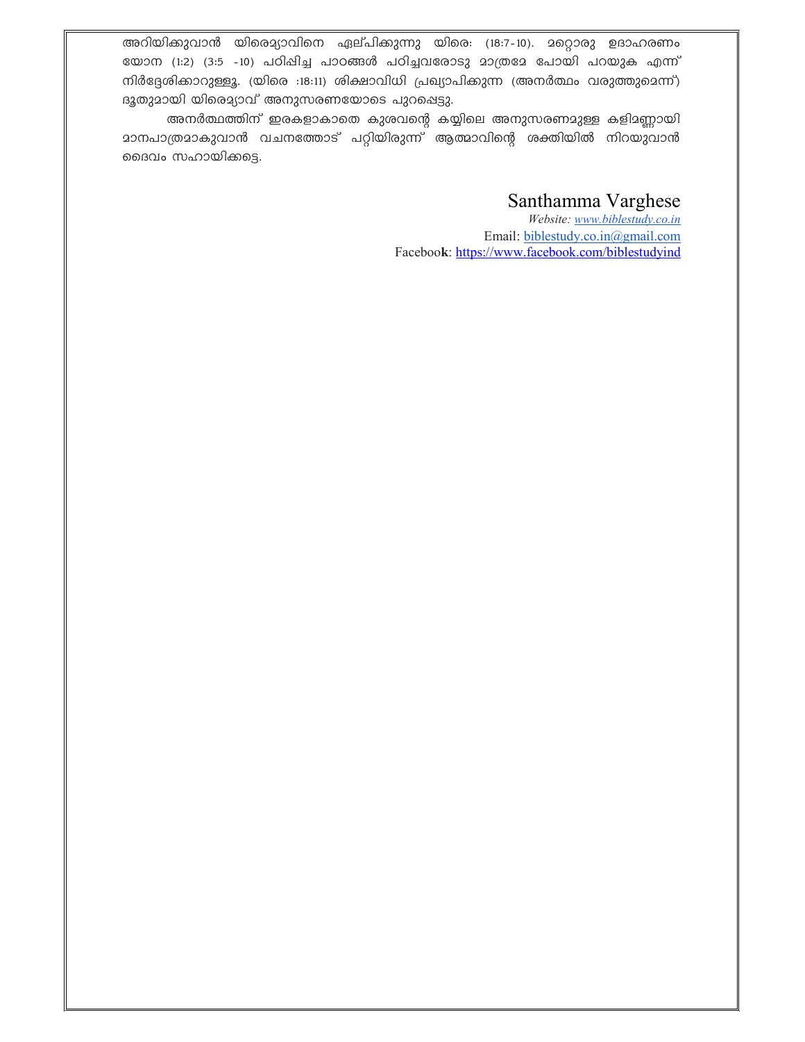അറിയിക്കുവാൻ യിരെമ്യാവിനെ ഏല്പിക്കുന്നു യിരെ: (18:7-10). മറ്റൊരു ഉദാഹരണം യോന (1:2) (3:5 -10) പഠിപ്പിച്ച പാഠങ്ങൾ പഠിച്ചവരോടു മാത്രമേ പോയി പറയുക എന്ന് നിർദ്ദേശിക്കാറുള്ളൂ. (യിരെ :18:11) ശിക്ഷാവിധി പ്രഖ്യാപിക്കുന്ന (അനർത്ഥം വരുത്തുമെന്ന്) ദൂതുമായി യിരെമ്യാവ് അനുസരണയോടെ പുറപ്പെട്ടു.

അനർത്ഥത്തിന് ഇരകളാകാതെ കുശവന്റെ കയ്യിലെ അനുസരണമുള്ള കളിമണ്ണായി മാനപാത്രമാകുവാൻ വചനത്തോട് പറ്റിയിരുന്ന് ആത്മാവിന്റെ ശക്തിയിൽ നിറയുവാൻ ദൈവം സഹായിക്കട്ടെ.

Santhamma Varghese

*Website: www.biblestudy.co.in*

Email: biblestudy.co.in@gmail.com

Facebook: https://www.facebook.com/biblestudyind